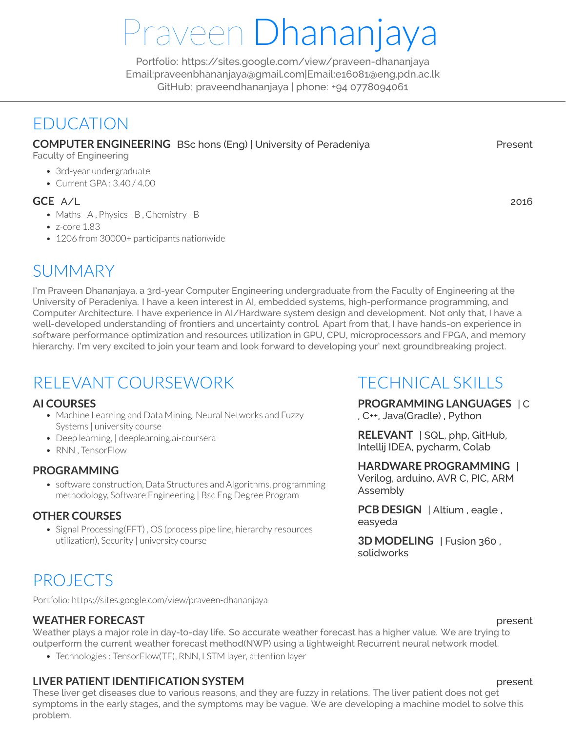# Praveen Dhananjaya

Portfolio: https://sites.google.com/view/praveen-dhananjaya
Email:praveenbhanajaya@gmail.com|Email:e16081@eng.pdn.ac.lk
GitHub: praveendhananjaya | phone: +94 0778094061

## EDUCATION

**COMPUTER ENGINEERING** BSc hons (Eng) | University of Peradeniya — Present
Faculty of Engineering

- 3rd-year undergraduate
- Current GPA : 3.40 / 4.00

**GCE** A/L — 2016

- Maths - A , Physics - B , Chemistry - B
- z-core 1.83
- 1206 from 30000+ participants nationwide

## SUMMARY

I'm Praveen Dhananjaya, a 3rd-year Computer Engineering undergraduate from the Faculty of Engineering at the University of Peradeniya. I have a keen interest in AI, embedded systems, high-performance programming, and Computer Architecture. I have experience in AI/Hardware system design and development. Not only that, I have a well-developed understanding of frontiers and uncertainty control. Apart from that, I have hands-on experience in software performance optimization and resources utilization in GPU, CPU, microprocessors and FPGA, and memory hierarchy. I'm very excited to join your team and look forward to developing your' next groundbreaking project.

## RELEVANT COURSEWORK

### AI COURSES

- Machine Learning and Data Mining, Neural Networks and Fuzzy Systems | university course
- Deep learning, | deeplearning.ai-coursera
- RNN , TensorFlow

### PROGRAMMING

- software construction, Data Structures and Algorithms, programming methodology, Software Engineering | Bsc Eng Degree Program

### OTHER COURSES

- Signal Processing(FFT) , OS (process pipe line, hierarchy resources utilization), Security | university course

## TECHNICAL SKILLS

**PROGRAMMING LANGUAGES** | C , C++, Java(Gradle) , Python

**RELEVANT** | SQL, php, GitHub, Intellij IDEA, pycharm, Colab

**HARDWARE PROGRAMMING** | Verilog, arduino, AVR C, PIC, ARM Assembly

**PCB DESIGN** | Altium , eagle , easyeda

**3D MODELING** | Fusion 360 , solidworks

## PROJECTS

Portfolio: https://sites.google.com/view/praveen-dhananjaya

### WEATHER FORECAST — present

Weather plays a major role in day-to-day life. So accurate weather forecast has a higher value. We are trying to outperform the current weather forecast method(NWP) using a lightweight Recurrent neural network model.

- Technologies : TensorFlow(TF), RNN, LSTM layer, attention layer

### LIVER PATIENT IDENTIFICATION SYSTEM — present

These liver get diseases due to various reasons, and they are fuzzy in relations. The liver patient does not get symptoms in the early stages, and the symptoms may be vague. We are developing a machine model to solve this problem.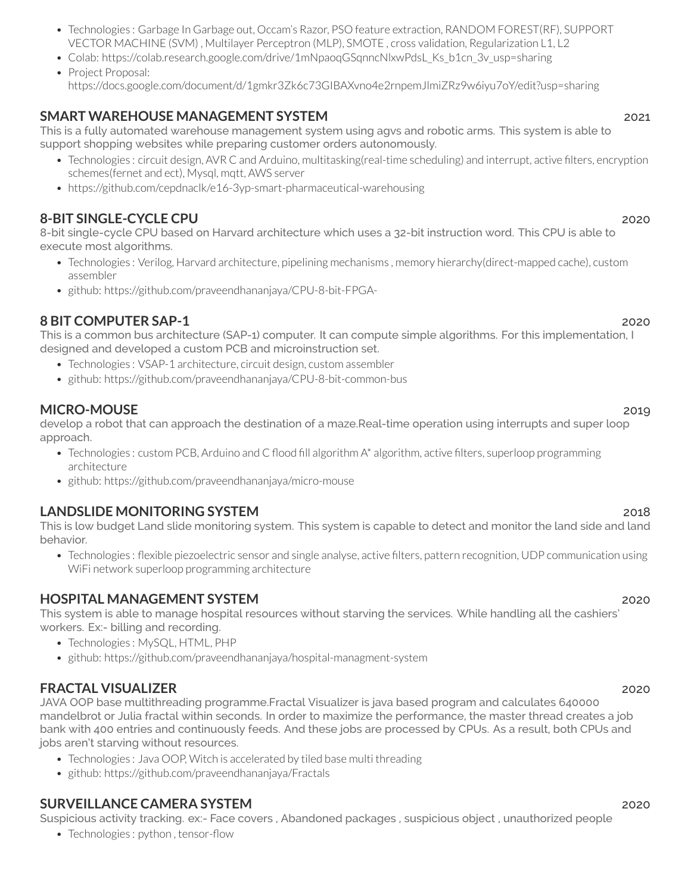- Technologies : Garbage In Garbage out, Occam's Razor, PSO feature extraction, RANDOM FOREST(RF), SUPPORT VECTOR MACHINE (SVM) , Multilayer Perceptron (MLP), SMOTE , cross validation, Regularization L1, L2
- Colab: https://colab.research.google.com/drive/1mNpaoqGSqnncNlxwPdsL_Ks_b1cn_3v_usp=sharing
- Project Proposal: https://docs.google.com/document/d/1gmkr3Zk6c73GIBAXvno4e2rnpemJlmiZRz9w6iyu7oY/edit?usp=sharing

## SMART WAREHOUSE MANAGEMENT SYSTEM — 2021

This is a fully automated warehouse management system using agvs and robotic arms. This system is able to support shopping websites while preparing customer orders autonomously.

- Technologies : circuit design, AVR C and Arduino, multitasking(real-time scheduling) and interrupt, active filters, encryption schemes(fernet and ect), Mysql, mqtt, AWS server
- https://github.com/cepdnaclk/e16-3yp-smart-pharmaceutical-warehousing

## 8-BIT SINGLE-CYCLE CPU — 2020

8-bit single-cycle CPU based on Harvard architecture which uses a 32-bit instruction word. This CPU is able to execute most algorithms.

- Technologies : Verilog, Harvard architecture, pipelining mechanisms , memory hierarchy(direct-mapped cache), custom assembler
- github: https://github.com/praveendhananjaya/CPU-8-bit-FPGA-

## 8 BIT COMPUTER SAP-1 — 2020

This is a common bus architecture (SAP-1) computer. It can compute simple algorithms. For this implementation, I designed and developed a custom PCB and microinstruction set.

- Technologies : VSAP-1 architecture, circuit design, custom assembler
- github: https://github.com/praveendhananjaya/CPU-8-bit-common-bus

## MICRO-MOUSE — 2019

develop a robot that can approach the destination of a maze.Real-time operation using interrupts and super loop approach.

- Technologies : custom PCB, Arduino and C flood fill algorithm A* algorithm, active filters, superloop programming architecture
- github: https://github.com/praveendhananjaya/micro-mouse

## LANDSLIDE MONITORING SYSTEM — 2018

This is low budget Land slide monitoring system. This system is capable to detect and monitor the land side and land behavior.

- Technologies : flexible piezoelectric sensor and single analyse, active filters, pattern recognition, UDP communication using WiFi network superloop programming architecture

## HOSPITAL MANAGEMENT SYSTEM — 2020

This system is able to manage hospital resources without starving the services. While handling all the cashiers' workers. Ex:- billing and recording.

- Technologies : MySQL, HTML, PHP
- github: https://github.com/praveendhananjaya/hospital-managment-system

## FRACTAL VISUALIZER — 2020

JAVA OOP base multithreading programme.Fractal Visualizer is java based program and calculates 640000 mandelbrot or Julia fractal within seconds. In order to maximize the performance, the master thread creates a job bank with 400 entries and continuously feeds. And these jobs are processed by CPUs. As a result, both CPUs and jobs aren't starving without resources.

- Technologies : Java OOP, Witch is accelerated by tiled base multi threading
- github: https://github.com/praveendhananjaya/Fractals

## SURVEILLANCE CAMERA SYSTEM — 2020

Suspicious activity tracking. ex:- Face covers , Abandoned packages , suspicious object , unauthorized people

- Technologies : python , tensor-flow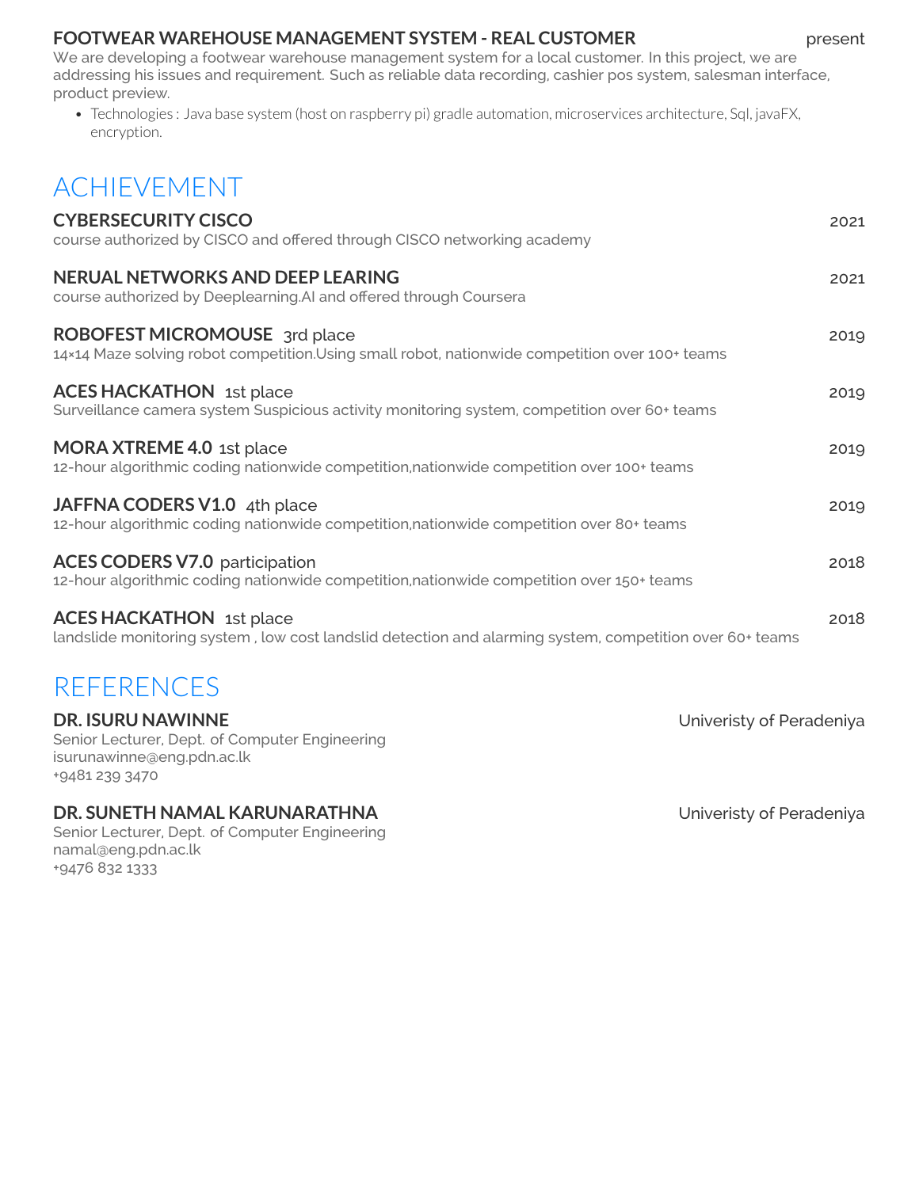### FOOTWEAR WAREHOUSE MANAGEMENT SYSTEM - REAL CUSTOMER present

We are developing a footwear warehouse management system for a local customer. In this project, we are addressing his issues and requirement. Such as reliable data recording, cashier pos system, salesman interface, product preview.

- Technologies : Java base system (host on raspberry pi) gradle automation, microservices architecture, Sql, javaFX, encryption.

## ACHIEVEMENT

**CYBERSECURITY CISCO** 2021
course authorized by CISCO and offered through CISCO networking academy

**NERUAL NETWORKS AND DEEP LEARING** 2021
course authorized by Deeplearning.AI and offered through Coursera

**ROBOFEST MICROMOUSE** 3rd place 2019
14×14 Maze solving robot competition.Using small robot, nationwide competition over 100+ teams

**ACES HACKATHON** 1st place 2019
Surveillance camera system Suspicious activity monitoring system, competition over 60+ teams

**MORA XTREME 4.0** 1st place 2019
12-hour algorithmic coding nationwide competition,nationwide competition over 100+ teams

**JAFFNA CODERS V1.0** 4th place 2019
12-hour algorithmic coding nationwide competition,nationwide competition over 80+ teams

**ACES CODERS V7.0** participation 2018
12-hour algorithmic coding nationwide competition,nationwide competition over 150+ teams

**ACES HACKATHON** 1st place 2018
landslide monitoring system , low cost landslid detection and alarming system, competition over 60+ teams

## REFERENCES

**DR. ISURU NAWINNE** Univeristy of Peradeniya
Senior Lecturer, Dept. of Computer Engineering
isurunawinne@eng.pdn.ac.lk
+9481 239 3470

**DR. SUNETH NAMAL KARUNARATHNA** Univeristy of Peradeniya
Senior Lecturer, Dept. of Computer Engineering
namal@eng.pdn.ac.lk
+9476 832 1333